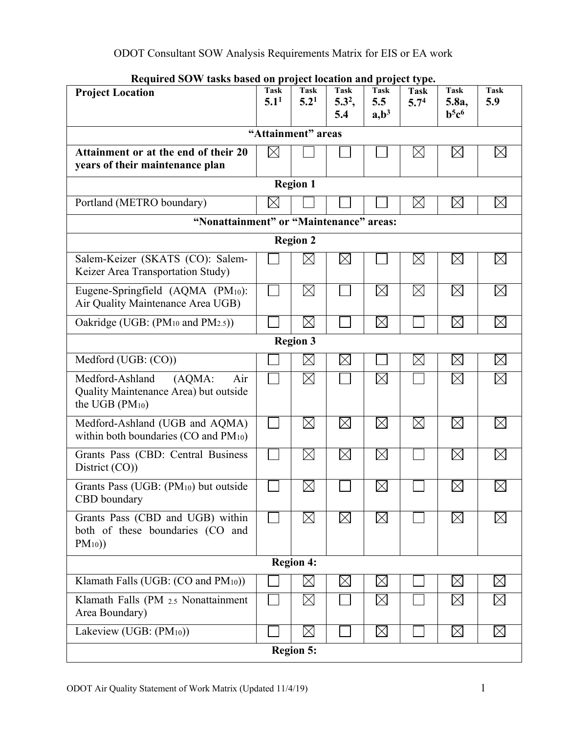# ODOT Consultant SOW Analysis Requirements Matrix for EIS or EA work

**Required SOW tasks based on project location and project type.**

| Project Location | Task 5.1[1] | Task 5.2[1] | Task 5.3[2], 5.4 | Task 5.5 a,b[3] | Task 5.7[4] | Task 5.8a, b[5]c[6] | Task 5.9 |
|---|---|---|---|---|---|---|---|
| **"Attainment" areas** | | | | | | | |
| **Attainment or at the end of their 20 years of their maintenance plan** | ☒ | ☐ | ☐ | ☐ | ☒ | ☒ | ☒ |
| **Region 1** | | | | | | | |
| Portland (METRO boundary) | ☒ | ☐ | ☐ | ☐ | ☒ | ☒ | ☒ |
| **"Nonattainment" or "Maintenance" areas:** | | | | | | | |
| **Region 2** | | | | | | | |
| Salem-Keizer (SKATS (CO): Salem-Keizer Area Transportation Study) | ☐ | ☒ | ☒ | ☐ | ☒ | ☒ | ☒ |
| Eugene-Springfield (AQMA ($PM_{10}$): Air Quality Maintenance Area UGB) | ☐ | ☒ | ☐ | ☒ | ☒ | ☒ | ☒ |
| Oakridge (UGB: ($PM_{10}$ and $PM_{2.5}$)) | ☐ | ☒ | ☐ | ☒ | ☐ | ☒ | ☒ |
| **Region 3** | | | | | | | |
| Medford (UGB: (CO)) | ☐ | ☒ | ☒ | ☐ | ☒ | ☒ | ☒ |
| Medford-Ashland (AQMA: Air Quality Maintenance Area) but outside the UGB ($PM_{10}$) | ☐ | ☒ | ☐ | ☒ | ☐ | ☒ | ☒ |
| Medford-Ashland (UGB and AQMA) within both boundaries (CO and $PM_{10}$) | ☐ | ☒ | ☒ | ☒ | ☒ | ☒ | ☒ |
| Grants Pass (CBD: Central Business District (CO)) | ☐ | ☒ | ☒ | ☒ | ☐ | ☒ | ☒ |
| Grants Pass (UGB: ($PM_{10}$) but outside CBD boundary | ☐ | ☒ | ☐ | ☒ | ☐ | ☒ | ☒ |
| Grants Pass (CBD and UGB) within both of these boundaries (CO and $PM_{10}$)) | ☐ | ☒ | ☒ | ☒ | ☐ | ☒ | ☒ |
| **Region 4:** | | | | | | | |
| Klamath Falls (UGB: (CO and $PM_{10}$)) | ☐ | ☒ | ☒ | ☒ | ☐ | ☒ | ☒ |
| Klamath Falls ($PM_{2.5}$ Nonattainment Area Boundary) | ☐ | ☒ | ☐ | ☒ | ☐ | ☒ | ☒ |
| Lakeview (UGB: ($PM_{10}$)) | ☐ | ☒ | ☐ | ☒ | ☐ | ☒ | ☒ |
| **Region 5:** | | | | | | | |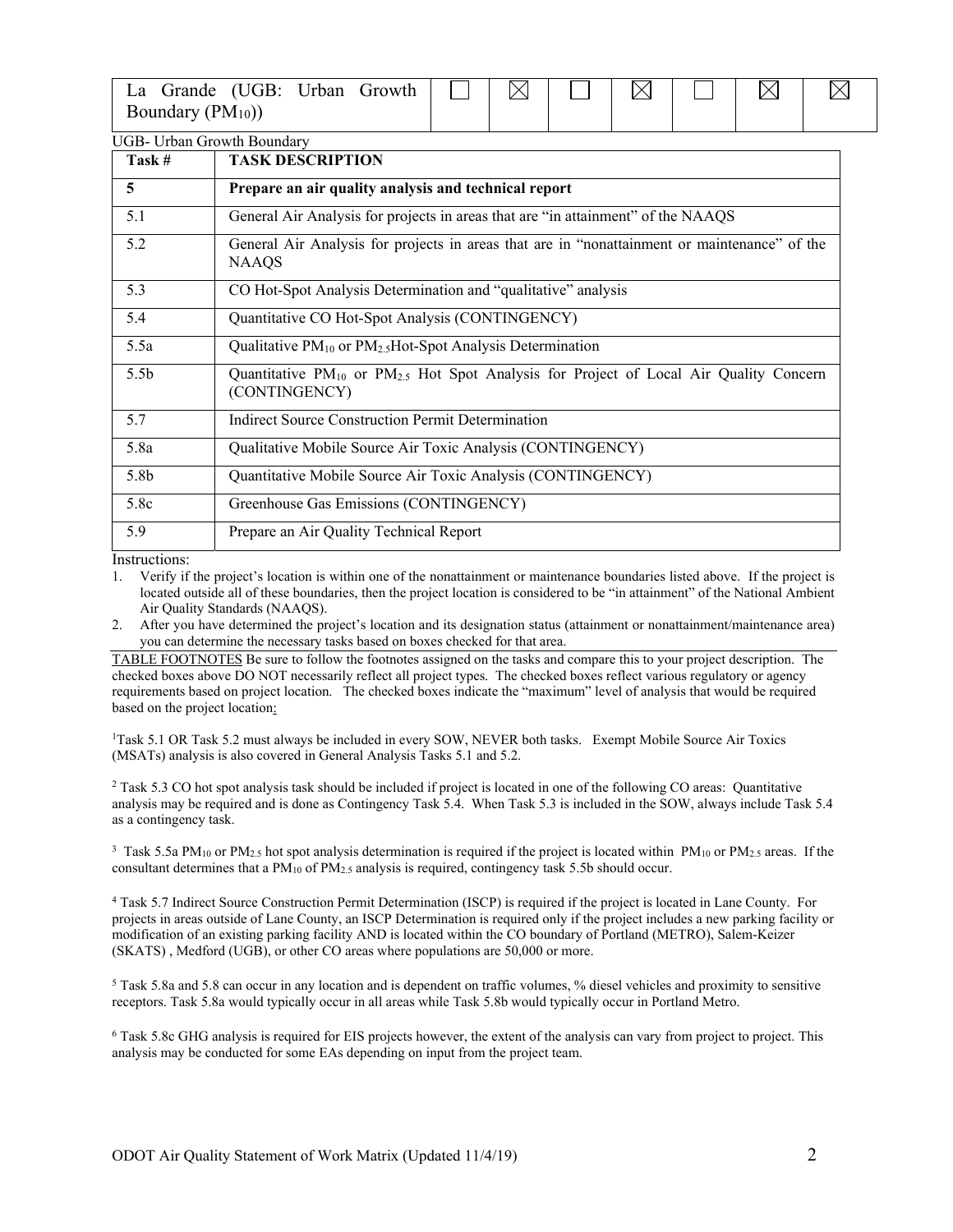| | | | | | | | |
|---|---|---|---|---|---|---|---|
| La Grande (UGB: Urban Growth Boundary ($PM_{10}$)) | ☐ | ☒ | ☐ | ☒ | ☐ | ☒ | ☒ |

UGB- Urban Growth Boundary

| Task # | TASK DESCRIPTION |
|---|---|
| **5** | **Prepare an air quality analysis and technical report** |
| 5.1 | General Air Analysis for projects in areas that are "in attainment" of the NAAQS |
| 5.2 | General Air Analysis for projects in areas that are in "nonattainment or maintenance" of the NAAQS |
| 5.3 | CO Hot-Spot Analysis Determination and "qualitative" analysis |
| 5.4 | Quantitative CO Hot-Spot Analysis (CONTINGENCY) |
| 5.5a | Qualitative $PM_{10}$ or $PM_{2.5}$Hot-Spot Analysis Determination |
| 5.5b | Quantitative $PM_{10}$ or $PM_{2.5}$ Hot Spot Analysis for Project of Local Air Quality Concern (CONTINGENCY) |
| 5.7 | Indirect Source Construction Permit Determination |
| 5.8a | Qualitative Mobile Source Air Toxic Analysis (CONTINGENCY) |
| 5.8b | Quantitative Mobile Source Air Toxic Analysis (CONTINGENCY) |
| 5.8c | Greenhouse Gas Emissions (CONTINGENCY) |
| 5.9 | Prepare an Air Quality Technical Report |

Instructions:

1. Verify if the project's location is within one of the nonattainment or maintenance boundaries listed above. If the project is located outside all of these boundaries, then the project location is considered to be "in attainment" of the National Ambient Air Quality Standards (NAAQS).
2. After you have determined the project's location and its designation status (attainment or nonattainment/maintenance area) you can determine the necessary tasks based on boxes checked for that area.

TABLE FOOTNOTES Be sure to follow the footnotes assigned on the tasks and compare this to your project description. The checked boxes above DO NOT necessarily reflect all project types. The checked boxes reflect various regulatory or agency requirements based on project location. The checked boxes indicate the "maximum" level of analysis that would be required based on the project location:

[1]Task 5.1 OR Task 5.2 must always be included in every SOW, NEVER both tasks. Exempt Mobile Source Air Toxics (MSATs) analysis is also covered in General Analysis Tasks 5.1 and 5.2.

[2] Task 5.3 CO hot spot analysis task should be included if project is located in one of the following CO areas: Quantitative analysis may be required and is done as Contingency Task 5.4. When Task 5.3 is included in the SOW, always include Task 5.4 as a contingency task.

[3] Task 5.5a $PM_{10}$ or $PM_{2.5}$ hot spot analysis determination is required if the project is located within $PM_{10}$ or $PM_{2.5}$ areas. If the consultant determines that a $PM_{10}$ of $PM_{2.5}$ analysis is required, contingency task 5.5b should occur.

[4] Task 5.7 Indirect Source Construction Permit Determination (ISCP) is required if the project is located in Lane County. For projects in areas outside of Lane County, an ISCP Determination is required only if the project includes a new parking facility or modification of an existing parking facility AND is located within the CO boundary of Portland (METRO), Salem-Keizer (SKATS) , Medford (UGB), or other CO areas where populations are 50,000 or more.

[5] Task 5.8a and 5.8 can occur in any location and is dependent on traffic volumes, % diesel vehicles and proximity to sensitive receptors. Task 5.8a would typically occur in all areas while Task 5.8b would typically occur in Portland Metro.

[6] Task 5.8c GHG analysis is required for EIS projects however, the extent of the analysis can vary from project to project. This analysis may be conducted for some EAs depending on input from the project team.